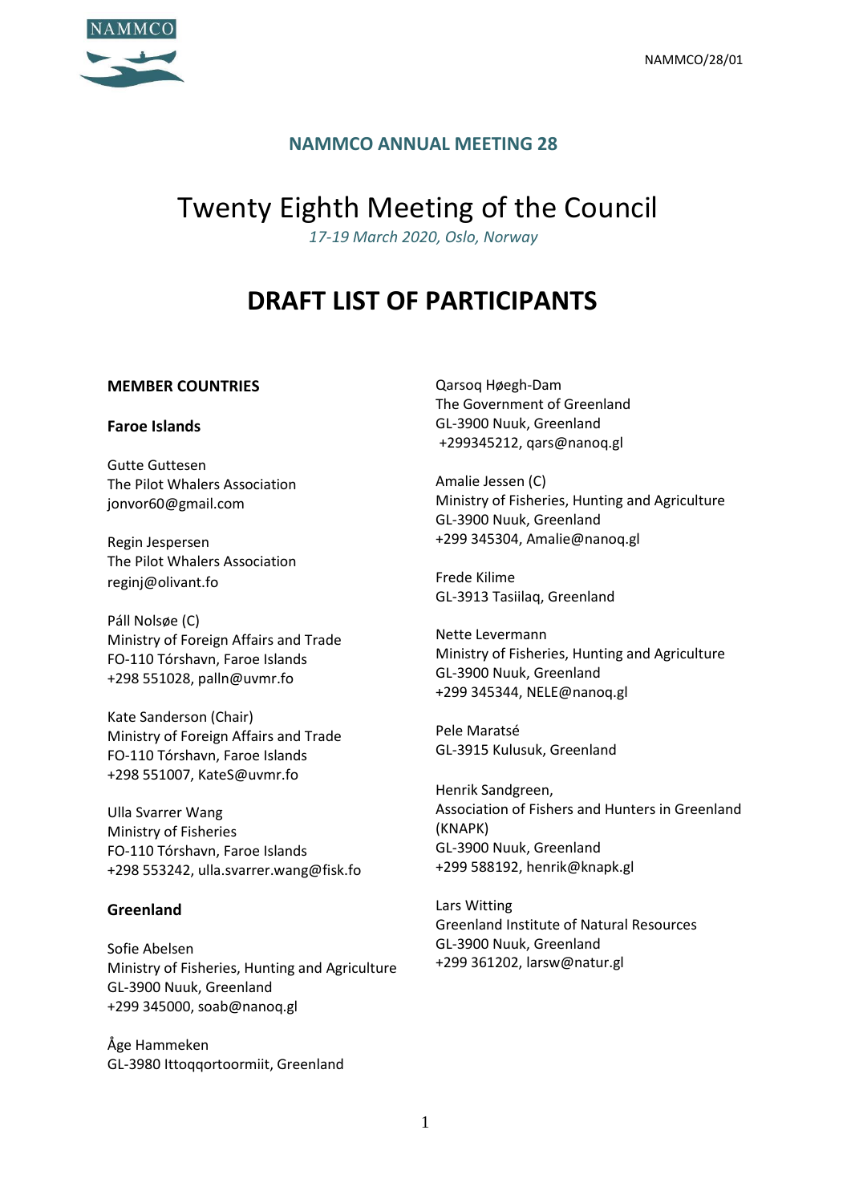## NAMMCO ANNUAL MEETING 28

# Twenty Eighth Meeting of the Council

*17-19 March 2020, Oslo, Norway*

# DRAFT LIST OF PARTICIPANTS

### MEMBER COUNTRIES

#### Faroe Islands

Gutte Guttesen
The Pilot Whalers Association
jonvor60@gmail.com

Regin Jespersen
The Pilot Whalers Association
reginj@olivant.fo

Páll Nolsøe (C)
Ministry of Foreign Affairs and Trade
FO-110 Tórshavn, Faroe Islands
+298 551028, palln@uvmr.fo

Kate Sanderson (Chair)
Ministry of Foreign Affairs and Trade
FO-110 Tórshavn, Faroe Islands
+298 551007, KateS@uvmr.fo

Ulla Svarrer Wang
Ministry of Fisheries
FO-110 Tórshavn, Faroe Islands
+298 553242, ulla.svarrer.wang@fisk.fo

#### Greenland

Sofie Abelsen
Ministry of Fisheries, Hunting and Agriculture
GL-3900 Nuuk, Greenland
+299 345000, soab@nanoq.gl

Åge Hammeken
GL-3980 Ittoqqortoormiit, Greenland

Qarsoq Høegh-Dam
The Government of Greenland
GL-3900 Nuuk, Greenland
+299345212, qars@nanoq.gl

Amalie Jessen (C)
Ministry of Fisheries, Hunting and Agriculture
GL-3900 Nuuk, Greenland
+299 345304, Amalie@nanoq.gl

Frede Kilime
GL-3913 Tasiilaq, Greenland

Nette Levermann
Ministry of Fisheries, Hunting and Agriculture
GL-3900 Nuuk, Greenland
+299 345344, NELE@nanoq.gl

Pele Maratsé
GL-3915 Kulusuk, Greenland

Henrik Sandgreen,
Association of Fishers and Hunters in Greenland (KNAPK)
GL-3900 Nuuk, Greenland
+299 588192, henrik@knapk.gl

Lars Witting
Greenland Institute of Natural Resources
GL-3900 Nuuk, Greenland
+299 361202, larsw@natur.gl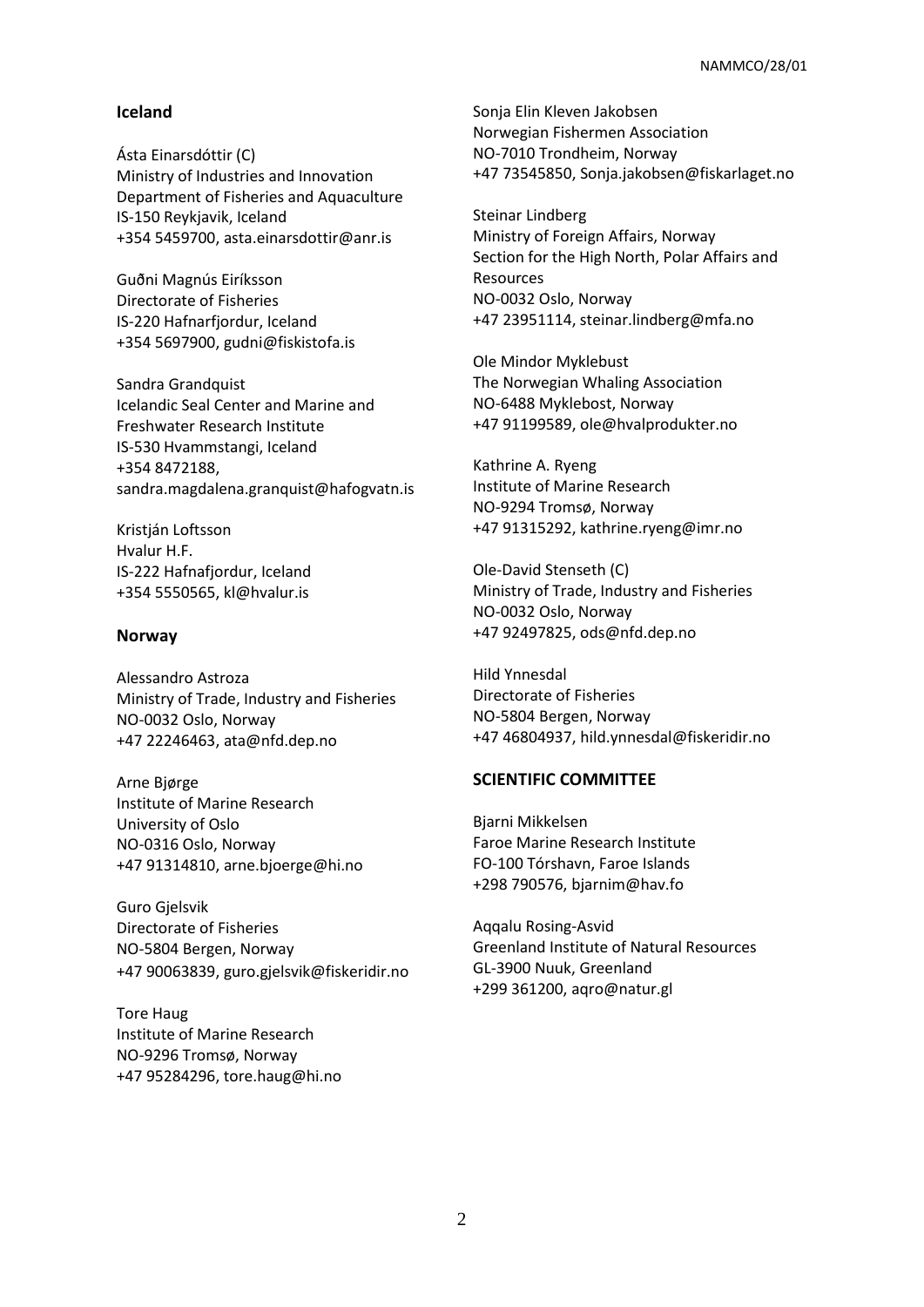## Iceland

Ásta Einarsdóttir (C)
Ministry of Industries and Innovation
Department of Fisheries and Aquaculture
IS-150 Reykjavik, Iceland
+354 5459700, asta.einarsdottir@anr.is

Guðni Magnús Eiríksson
Directorate of Fisheries
IS-220 Hafnarfjordur, Iceland
+354 5697900, gudni@fiskistofa.is

Sandra Grandquist
Icelandic Seal Center and Marine and Freshwater Research Institute
IS-530 Hvammstangi, Iceland
+354 8472188,
sandra.magdalena.granquist@hafogvatn.is

Kristján Loftsson
Hvalur H.F.
IS-222 Hafnafjordur, Iceland
+354 5550565, kl@hvalur.is

## Norway

Alessandro Astroza
Ministry of Trade, Industry and Fisheries
NO-0032 Oslo, Norway
+47 22246463, ata@nfd.dep.no

Arne Bjørge
Institute of Marine Research
University of Oslo
NO-0316 Oslo, Norway
+47 91314810, arne.bjoerge@hi.no

Guro Gjelsvik
Directorate of Fisheries
NO-5804 Bergen, Norway
+47 90063839, guro.gjelsvik@fiskeridir.no

Tore Haug
Institute of Marine Research
NO-9296 Tromsø, Norway
+47 95284296, tore.haug@hi.no

Sonja Elin Kleven Jakobsen
Norwegian Fishermen Association
NO-7010 Trondheim, Norway
+47 73545850, Sonja.jakobsen@fiskarlaget.no

Steinar Lindberg
Ministry of Foreign Affairs, Norway
Section for the High North, Polar Affairs and Resources
NO-0032 Oslo, Norway
+47 23951114, steinar.lindberg@mfa.no

Ole Mindor Myklebust
The Norwegian Whaling Association
NO-6488 Myklebost, Norway
+47 91199589, ole@hvalprodukter.no

Kathrine A. Ryeng
Institute of Marine Research
NO-9294 Tromsø, Norway
+47 91315292, kathrine.ryeng@imr.no

Ole-David Stenseth (C)
Ministry of Trade, Industry and Fisheries
NO-0032 Oslo, Norway
+47 92497825, ods@nfd.dep.no

Hild Ynnesdal
Directorate of Fisheries
NO-5804 Bergen, Norway
+47 46804937, hild.ynnesdal@fiskeridir.no

## SCIENTIFIC COMMITTEE

Bjarni Mikkelsen
Faroe Marine Research Institute
FO-100 Tórshavn, Faroe Islands
+298 790576, bjarnim@hav.fo

Aqqalu Rosing-Asvid
Greenland Institute of Natural Resources
GL-3900 Nuuk, Greenland
+299 361200, aqro@natur.gl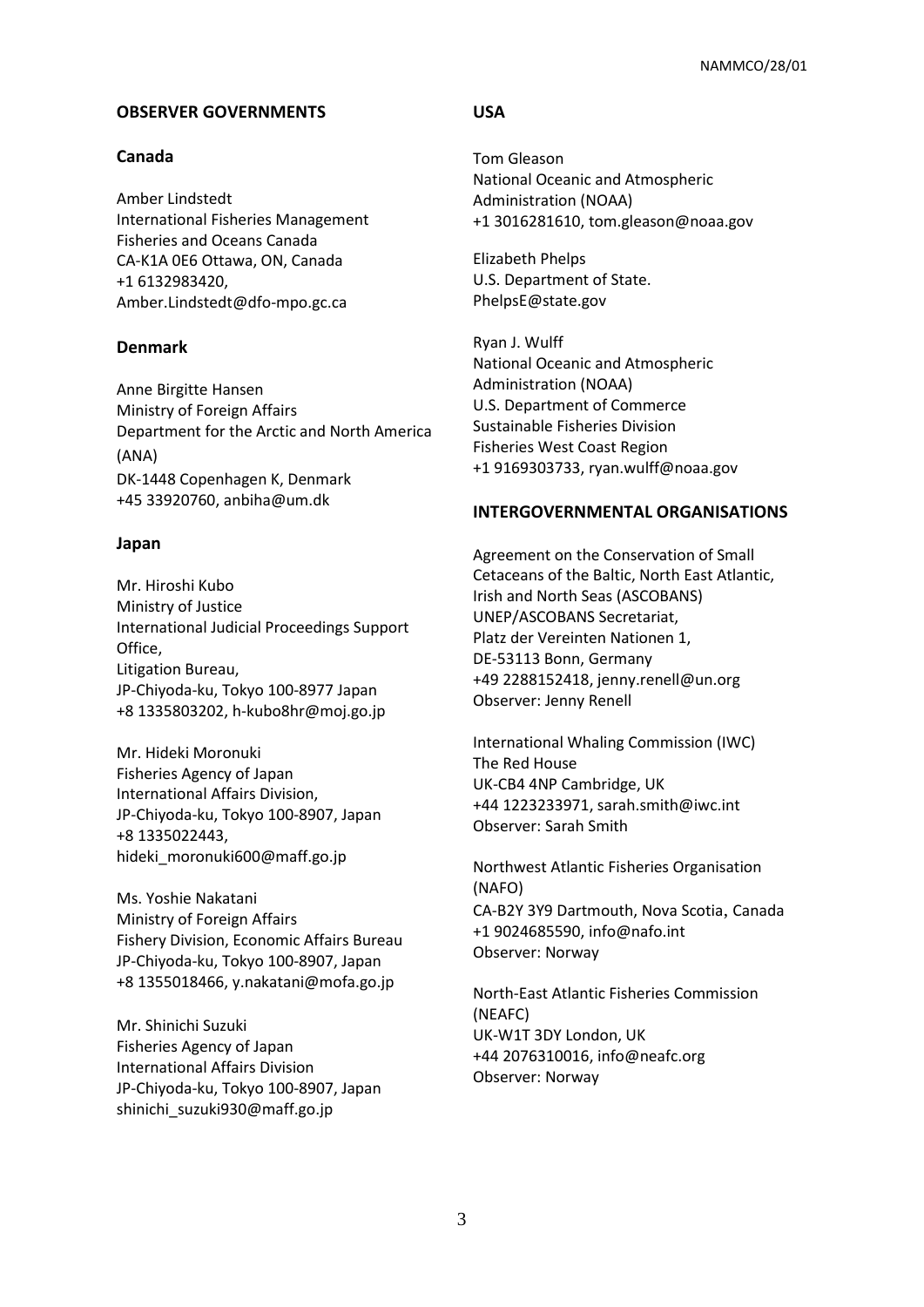## OBSERVER GOVERNMENTS

### Canada

Amber Lindstedt
International Fisheries Management
Fisheries and Oceans Canada
CA-K1A 0E6 Ottawa, ON, Canada
+1 6132983420,
Amber.Lindstedt@dfo-mpo.gc.ca

### Denmark

Anne Birgitte Hansen
Ministry of Foreign Affairs
Department for the Arctic and North America (ANA)
DK-1448 Copenhagen K, Denmark
+45 33920760, anbiha@um.dk

### Japan

Mr. Hiroshi Kubo
Ministry of Justice
International Judicial Proceedings Support Office,
Litigation Bureau,
JP-Chiyoda-ku, Tokyo 100-8977 Japan
+8 1335803202, h-kubo8hr@moj.go.jp

Mr. Hideki Moronuki
Fisheries Agency of Japan
International Affairs Division,
JP-Chiyoda-ku, Tokyo 100-8907, Japan
+8 1335022443,
hideki_moronuki600@maff.go.jp

Ms. Yoshie Nakatani
Ministry of Foreign Affairs
Fishery Division, Economic Affairs Bureau
JP-Chiyoda-ku, Tokyo 100-8907, Japan
+8 1355018466, y.nakatani@mofa.go.jp

Mr. Shinichi Suzuki
Fisheries Agency of Japan
International Affairs Division
JP-Chiyoda-ku, Tokyo 100-8907, Japan
shinichi_suzuki930@maff.go.jp

### USA

Tom Gleason
National Oceanic and Atmospheric Administration (NOAA)
+1 3016281610, tom.gleason@noaa.gov

Elizabeth Phelps
U.S. Department of State.
PhelpsE@state.gov

Ryan J. Wulff
National Oceanic and Atmospheric Administration (NOAA)
U.S. Department of Commerce
Sustainable Fisheries Division
Fisheries West Coast Region
+1 9169303733, ryan.wulff@noaa.gov

## INTERGOVERNMENTAL ORGANISATIONS

Agreement on the Conservation of Small Cetaceans of the Baltic, North East Atlantic, Irish and North Seas (ASCOBANS)
UNEP/ASCOBANS Secretariat,
Platz der Vereinten Nationen 1,
DE-53113 Bonn, Germany
+49 2288152418, jenny.renell@un.org
Observer: Jenny Renell

International Whaling Commission (IWC)
The Red House
UK-CB4 4NP Cambridge, UK
+44 1223233971, sarah.smith@iwc.int
Observer: Sarah Smith

Northwest Atlantic Fisheries Organisation (NAFO)
CA-B2Y 3Y9 Dartmouth, Nova Scotia, Canada
+1 9024685590, info@nafo.int
Observer: Norway

North-East Atlantic Fisheries Commission (NEAFC)
UK-W1T 3DY London, UK
+44 2076310016, info@neafc.org
Observer: Norway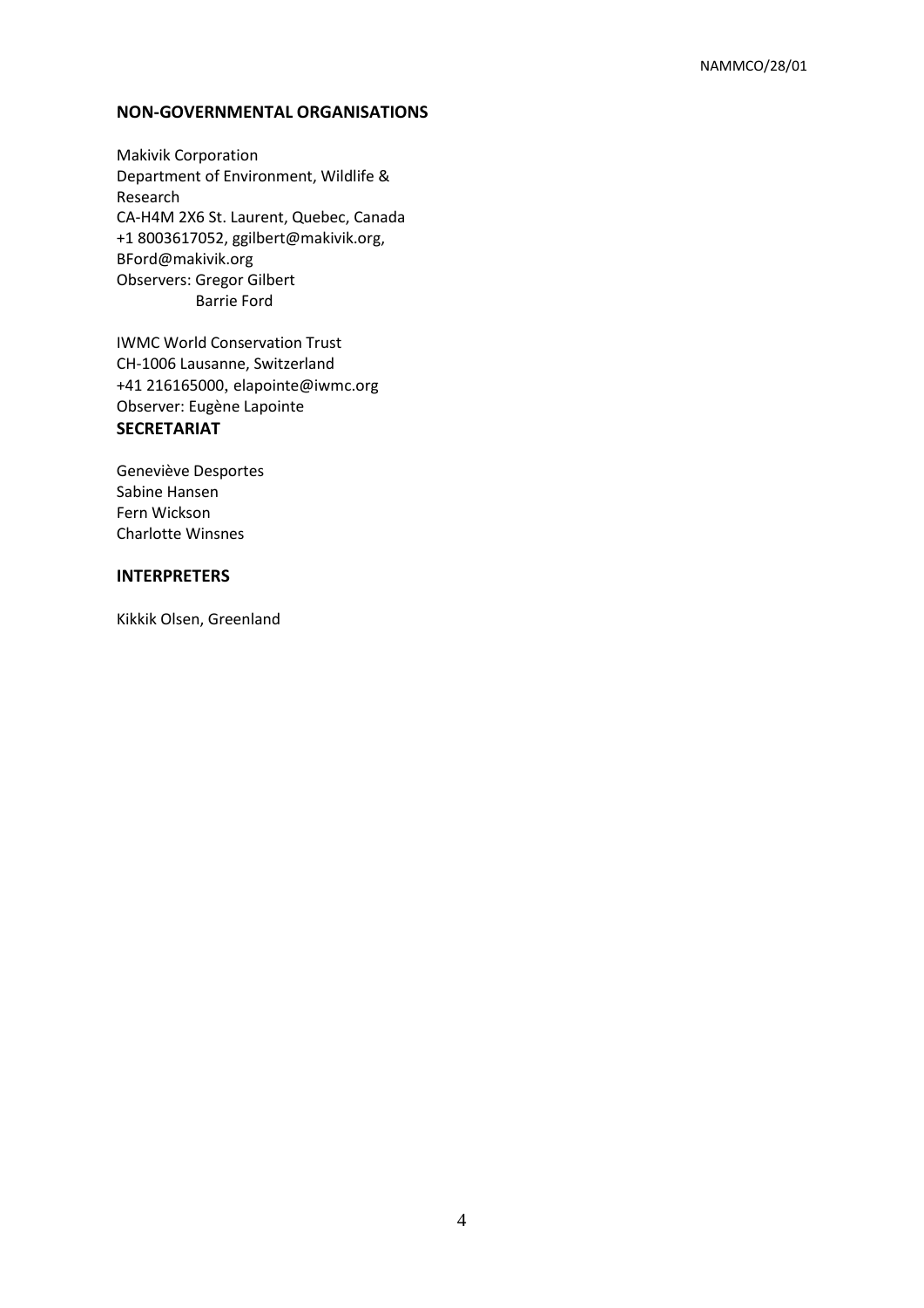## NON-GOVERNMENTAL ORGANISATIONS

Makivik Corporation
Department of Environment, Wildlife & Research
CA-H4M 2X6 St. Laurent, Quebec, Canada
+1 8003617052, ggilbert@makivik.org, BFord@makivik.org
Observers: Gregor Gilbert
Barrie Ford

IWMC World Conservation Trust
CH-1006 Lausanne, Switzerland
+41 216165000, elapointe@iwmc.org
Observer: Eugène Lapointe

## SECRETARIAT

Geneviève Desportes
Sabine Hansen
Fern Wickson
Charlotte Winsnes

## INTERPRETERS

Kikkik Olsen, Greenland